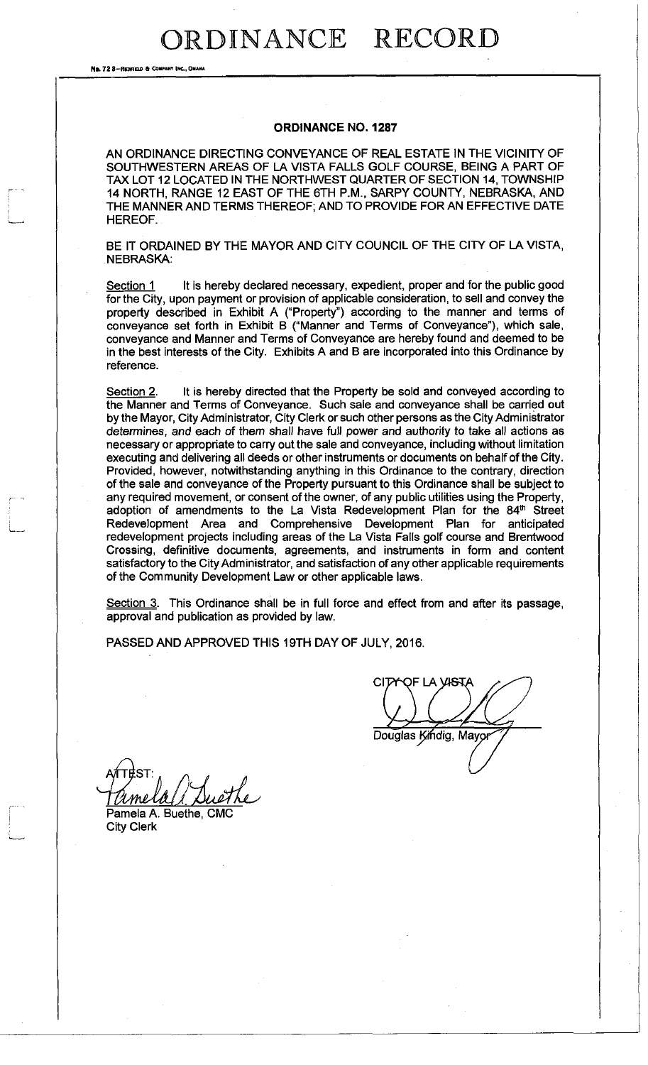# ORDINANCE RECORD

No. 72 8—REDFIELD & COMPANY INC., OMAHA

## ORDINANCE NO. 1287

AN ORDINANCE DIRECTING CONVEYANCE OF REAL ESTATE IN THE VICINITY OF SOUTHWESTERN AREAS OF LA VISTA FALLS GOLF COURSE, BEING A PART OF TAX LOT 12 LOCATED IN THE NORTHWEST QUARTER OF SECTION 14, TOWNSHIP 14 NORTH, RANGE 12 EAST OF THE 6TH P.M., SARPY COUNTY, NEBRASKA, AND THE MANNER AND TERMS THEREOF; AND TO PROVIDE FOR AN EFFECTIVE DATE HEREOF.

BE IT ORDAINED BY THE MAYOR AND CITY COUNCIL OF THE CITY OF LA VISTA, NEBRASKA:

Section 1 It is hereby declared necessary, expedient, proper and for the public good for the City, upon payment or provision of applicable consideration, to sell and convey the property described in Exhibit A ("Property") according to the manner and terms of conveyance set forth in Exhibit B ("Manner and Terms of Conveyance"), which sale, conveyance and Manner and Terms of Conveyance are hereby found and deemed to be in the best interests of the City. Exhibits A and B are incorporated into this Ordinance by reference.

Section 2. It is hereby directed that the Property be sold and conveyed according to the Manner and Terms of Conveyance. Such sale and conveyance shall be carried out by the Mayor, City Administrator, City Clerk or such other persons as the City Administrator determines, and each of them shall have full power and authority to take all actions as necessary or appropriate to carry out the sale and conveyance, including without limitation executing and delivering all deeds or other instruments or documents on behalf of the City. Provided, however, notwithstanding anything in this Ordinance to the contrary, direction of the sale and conveyance of the Property pursuant to this Ordinance shall be subject to any required movement, or consent of the owner, of any public utilities using the Property, adoption of amendments to the La Vista Redevelopment Plan for the 84th Street Redevelopment Area and Comprehensive Development Plan for anticipated redevelopment projects including areas of the La Vista Falls golf course and Brentwood Crossing, definitive documents, agreements, and instruments in form and content satisfactory to the City Administrator, and satisfaction of any other applicable requirements of the Community Development Law or other applicable laws.

Section 3. This Ordinance shall be in full force and effect from and after its passage, approval and publication as provided by law.

PASSED AND APPROVED THIS 19TH DAY OF JULY, 2016.

CITY OF LA VISTA

Douglas Kindig, Mayor

ATTEST:

Pamela A. Buethe, CMC
City Clerk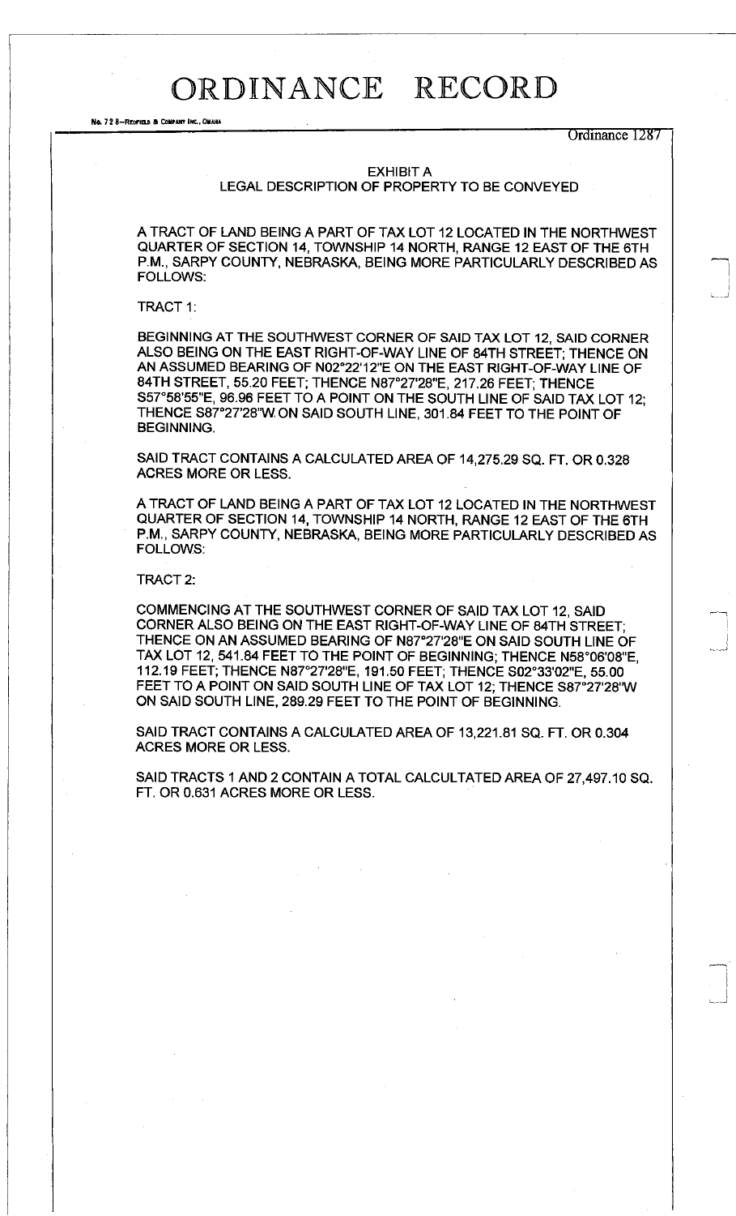# ORDINANCE RECORD

Ordinance 1287

## EXHIBIT A
## LEGAL DESCRIPTION OF PROPERTY TO BE CONVEYED

A TRACT OF LAND BEING A PART OF TAX LOT 12 LOCATED IN THE NORTHWEST QUARTER OF SECTION 14, TOWNSHIP 14 NORTH, RANGE 12 EAST OF THE 6TH P.M., SARPY COUNTY, NEBRASKA, BEING MORE PARTICULARLY DESCRIBED AS FOLLOWS:

TRACT 1:

BEGINNING AT THE SOUTHWEST CORNER OF SAID TAX LOT 12, SAID CORNER ALSO BEING ON THE EAST RIGHT-OF-WAY LINE OF 84TH STREET; THENCE ON AN ASSUMED BEARING OF N02°22'12"E ON THE EAST RIGHT-OF-WAY LINE OF 84TH STREET, 55.20 FEET; THENCE N87°27'28"E, 217.26 FEET; THENCE S57°58'55"E, 96.96 FEET TO A POINT ON THE SOUTH LINE OF SAID TAX LOT 12; THENCE S87°27'28"W ON SAID SOUTH LINE, 301.84 FEET TO THE POINT OF BEGINNING.

SAID TRACT CONTAINS A CALCULATED AREA OF 14,275.29 SQ. FT. OR 0.328 ACRES MORE OR LESS.

A TRACT OF LAND BEING A PART OF TAX LOT 12 LOCATED IN THE NORTHWEST QUARTER OF SECTION 14, TOWNSHIP 14 NORTH, RANGE 12 EAST OF THE 6TH P.M., SARPY COUNTY, NEBRASKA, BEING MORE PARTICULARLY DESCRIBED AS FOLLOWS:

TRACT 2:

COMMENCING AT THE SOUTHWEST CORNER OF SAID TAX LOT 12, SAID CORNER ALSO BEING ON THE EAST RIGHT-OF-WAY LINE OF 84TH STREET; THENCE ON AN ASSUMED BEARING OF N87°27'28"E ON SAID SOUTH LINE OF TAX LOT 12, 541.84 FEET TO THE POINT OF BEGINNING; THENCE N58°06'08"E, 112.19 FEET; THENCE N87°27'28"E, 191.50 FEET; THENCE S02°33'02"E, 55.00 FEET TO A POINT ON SAID SOUTH LINE OF TAX LOT 12; THENCE S87°27'28"W ON SAID SOUTH LINE, 289.29 FEET TO THE POINT OF BEGINNING.

SAID TRACT CONTAINS A CALCULATED AREA OF 13,221.81 SQ. FT. OR 0.304 ACRES MORE OR LESS.

SAID TRACTS 1 AND 2 CONTAIN A TOTAL CALCULTATED AREA OF 27,497.10 SQ. FT. OR 0.631 ACRES MORE OR LESS.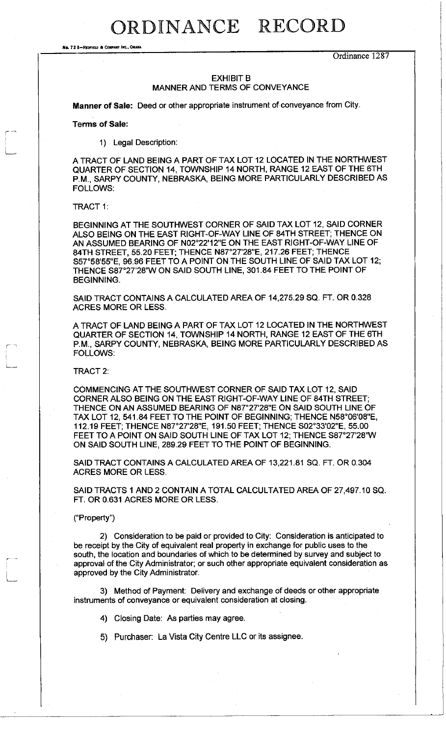# ORDINANCE RECORD

No. 72 8—REDFIELD & COMPANY INC., OMAHA

Ordinance 1287

## EXHIBIT B
## MANNER AND TERMS OF CONVEYANCE

**Manner of Sale:** Deed or other appropriate instrument of conveyance from City.

**Terms of Sale:**

1) Legal Description:

A TRACT OF LAND BEING A PART OF TAX LOT 12 LOCATED IN THE NORTHWEST QUARTER OF SECTION 14, TOWNSHIP 14 NORTH, RANGE 12 EAST OF THE 6TH P.M., SARPY COUNTY, NEBRASKA, BEING MORE PARTICULARLY DESCRIBED AS FOLLOWS:

TRACT 1:

BEGINNING AT THE SOUTHWEST CORNER OF SAID TAX LOT 12, SAID CORNER ALSO BEING ON THE EAST RIGHT-OF-WAY LINE OF 84TH STREET; THENCE ON AN ASSUMED BEARING OF N02°22'12"E ON THE EAST RIGHT-OF-WAY LINE OF 84TH STREET, 55.20 FEET; THENCE N87°27'28"E, 217.26 FEET; THENCE S57°58'55"E, 96.96 FEET TO A POINT ON THE SOUTH LINE OF SAID TAX LOT 12; THENCE S87°27'28"W ON SAID SOUTH LINE, 301.84 FEET TO THE POINT OF BEGINNING.

SAID TRACT CONTAINS A CALCULATED AREA OF 14,275.29 SQ. FT. OR 0.328 ACRES MORE OR LESS.

A TRACT OF LAND BEING A PART OF TAX LOT 12 LOCATED IN THE NORTHWEST QUARTER OF SECTION 14, TOWNSHIP 14 NORTH, RANGE 12 EAST OF THE 6TH P.M., SARPY COUNTY, NEBRASKA, BEING MORE PARTICULARLY DESCRIBED AS FOLLOWS:

TRACT 2:

COMMENCING AT THE SOUTHWEST CORNER OF SAID TAX LOT 12, SAID CORNER ALSO BEING ON THE EAST RIGHT-OF-WAY LINE OF 84TH STREET; THENCE ON AN ASSUMED BEARING OF N87°27'28"E ON SAID SOUTH LINE OF TAX LOT 12, 541.84 FEET TO THE POINT OF BEGINNING; THENCE N58°06'08"E, 112.19 FEET; THENCE N87°27'28"E, 191.50 FEET; THENCE S02°33'02"E, 55.00 FEET TO A POINT ON SAID SOUTH LINE OF TAX LOT 12; THENCE S87°27'28"W ON SAID SOUTH LINE, 289.29 FEET TO THE POINT OF BEGINNING.

SAID TRACT CONTAINS A CALCULATED AREA OF 13,221.81 SQ. FT. OR 0.304 ACRES MORE OR LESS.

SAID TRACTS 1 AND 2 CONTAIN A TOTAL CALCULTATED AREA OF 27,497.10 SQ. FT. OR 0.631 ACRES MORE OR LESS.

("Property")

2) Consideration to be paid or provided to City: Consideration is anticipated to be receipt by the City of equivalent real property in exchange for public uses to the south, the location and boundaries of which to be determined by survey and subject to approval of the City Administrator; or such other appropriate equivalent consideration as approved by the City Administrator.

3) Method of Payment: Delivery and exchange of deeds or other appropriate instruments of conveyance or equivalent consideration at closing.

4) Closing Date: As parties may agree.

5) Purchaser: La Vista City Centre LLC or its assignee.